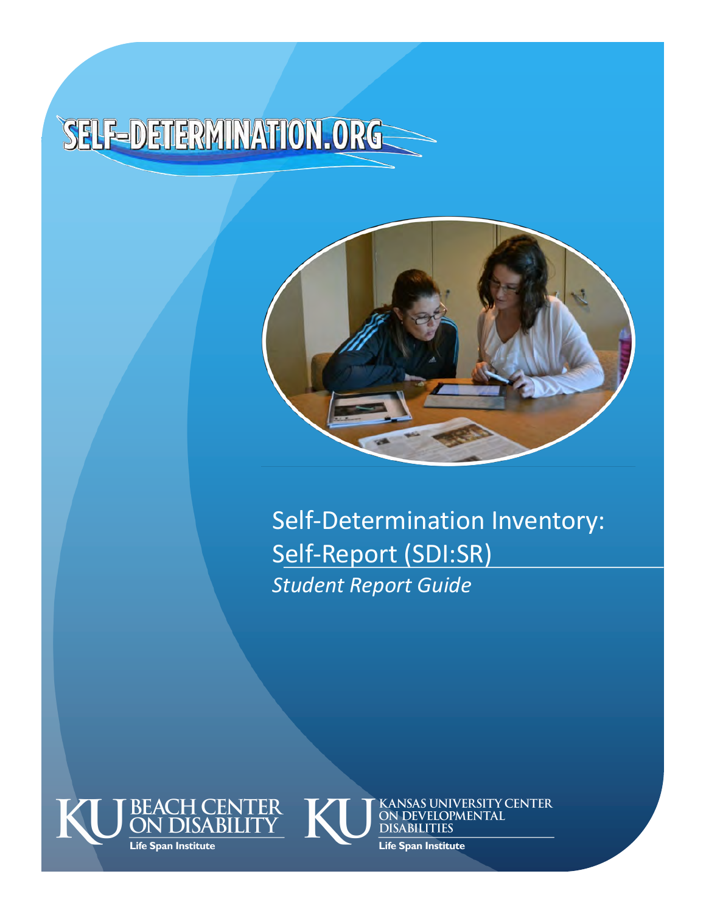SELF-DETERMINATION.ORG

# Self-Determination Inventory: Self-Report (SDI:SR)

*Student Report Guide*

KU BEACH CENTER ON DISABILITY
Life Span Institute

KU KANSAS UNIVERSITY CENTER ON DEVELOPMENTAL DISABILITIES
Life Span Institute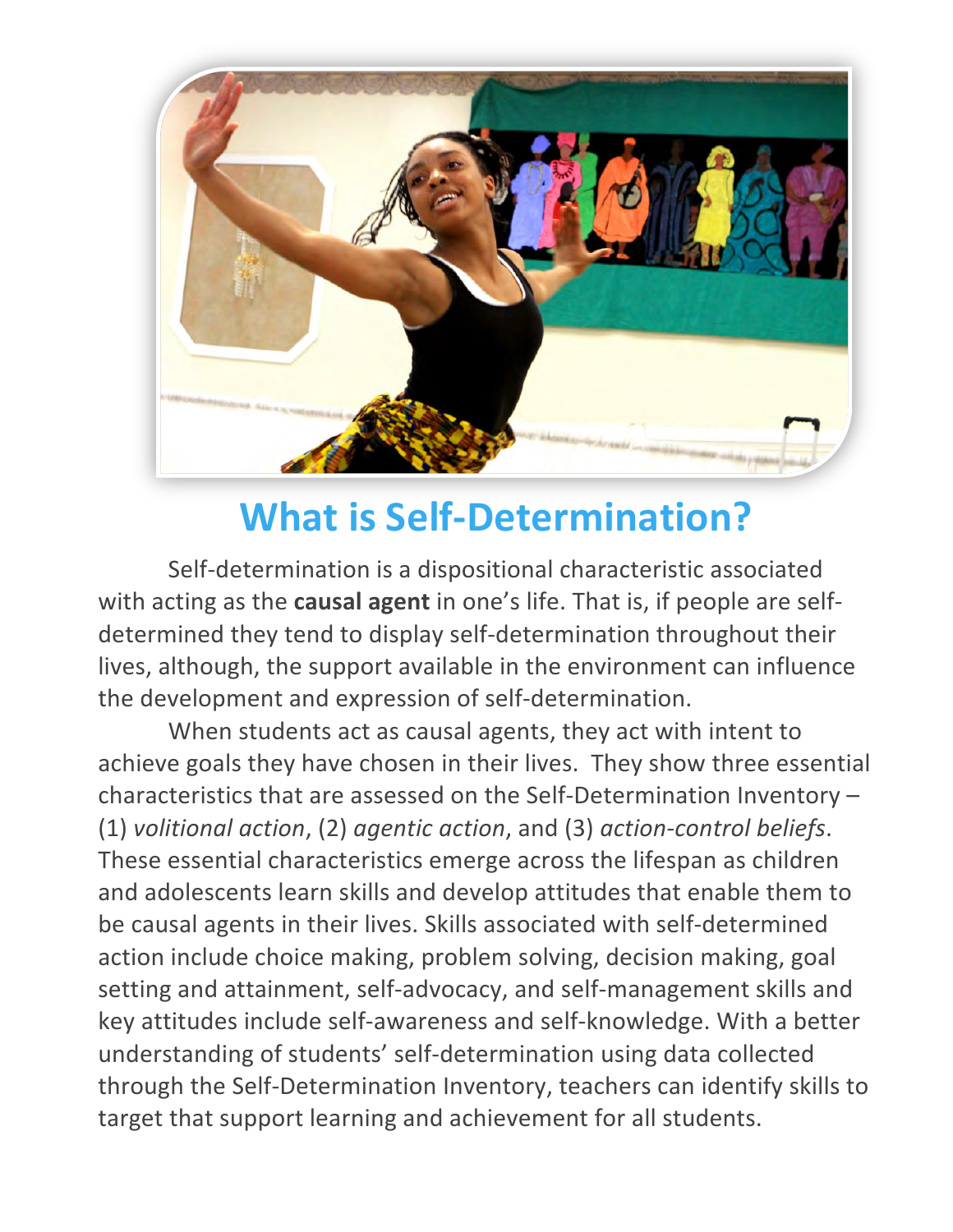# What is Self-Determination?

Self-determination is a dispositional characteristic associated with acting as the **causal agent** in one's life. That is, if people are self-determined they tend to display self-determination throughout their lives, although, the support available in the environment can influence the development and expression of self-determination.

When students act as causal agents, they act with intent to achieve goals they have chosen in their lives. They show three essential characteristics that are assessed on the Self-Determination Inventory – (1) *volitional action*, (2) *agentic action*, and (3) *action-control beliefs*. These essential characteristics emerge across the lifespan as children and adolescents learn skills and develop attitudes that enable them to be causal agents in their lives. Skills associated with self-determined action include choice making, problem solving, decision making, goal setting and attainment, self-advocacy, and self-management skills and key attitudes include self-awareness and self-knowledge. With a better understanding of students' self-determination using data collected through the Self-Determination Inventory, teachers can identify skills to target that support learning and achievement for all students.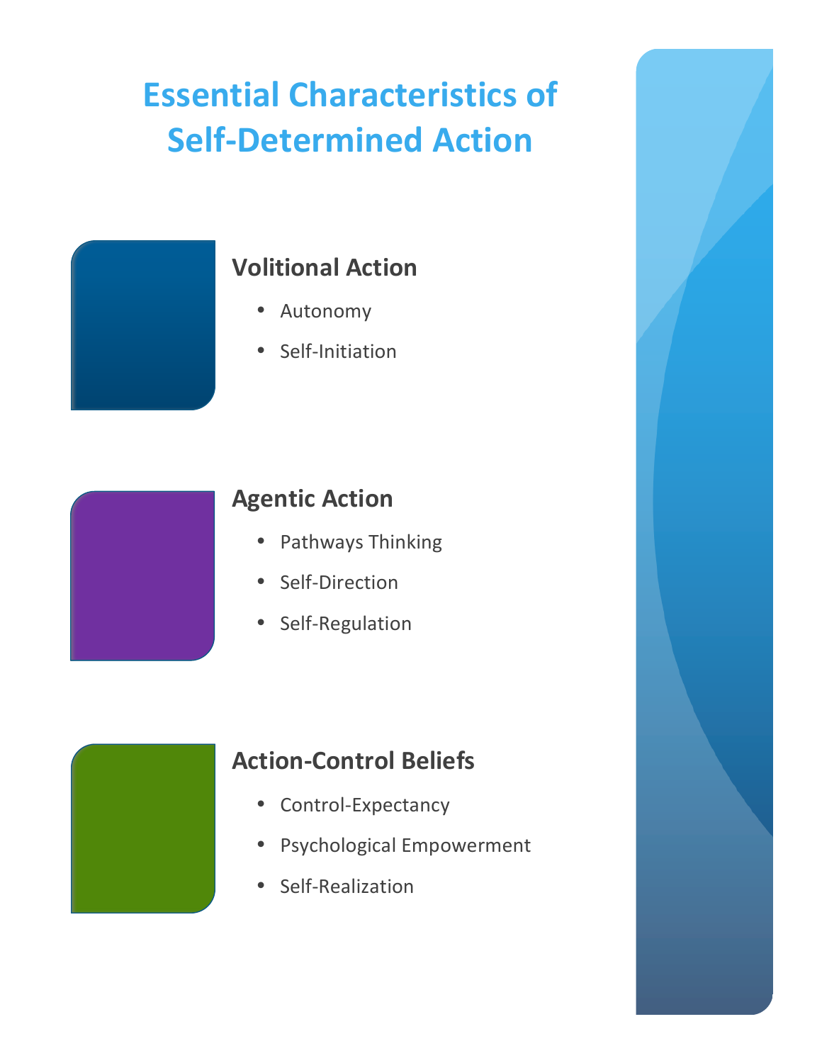# Essential Characteristics of Self-Determined Action

## Volitional Action

- Autonomy
- Self-Initiation

## Agentic Action

- Pathways Thinking
- Self-Direction
- Self-Regulation

## Action-Control Beliefs

- Control-Expectancy
- Psychological Empowerment
- Self-Realization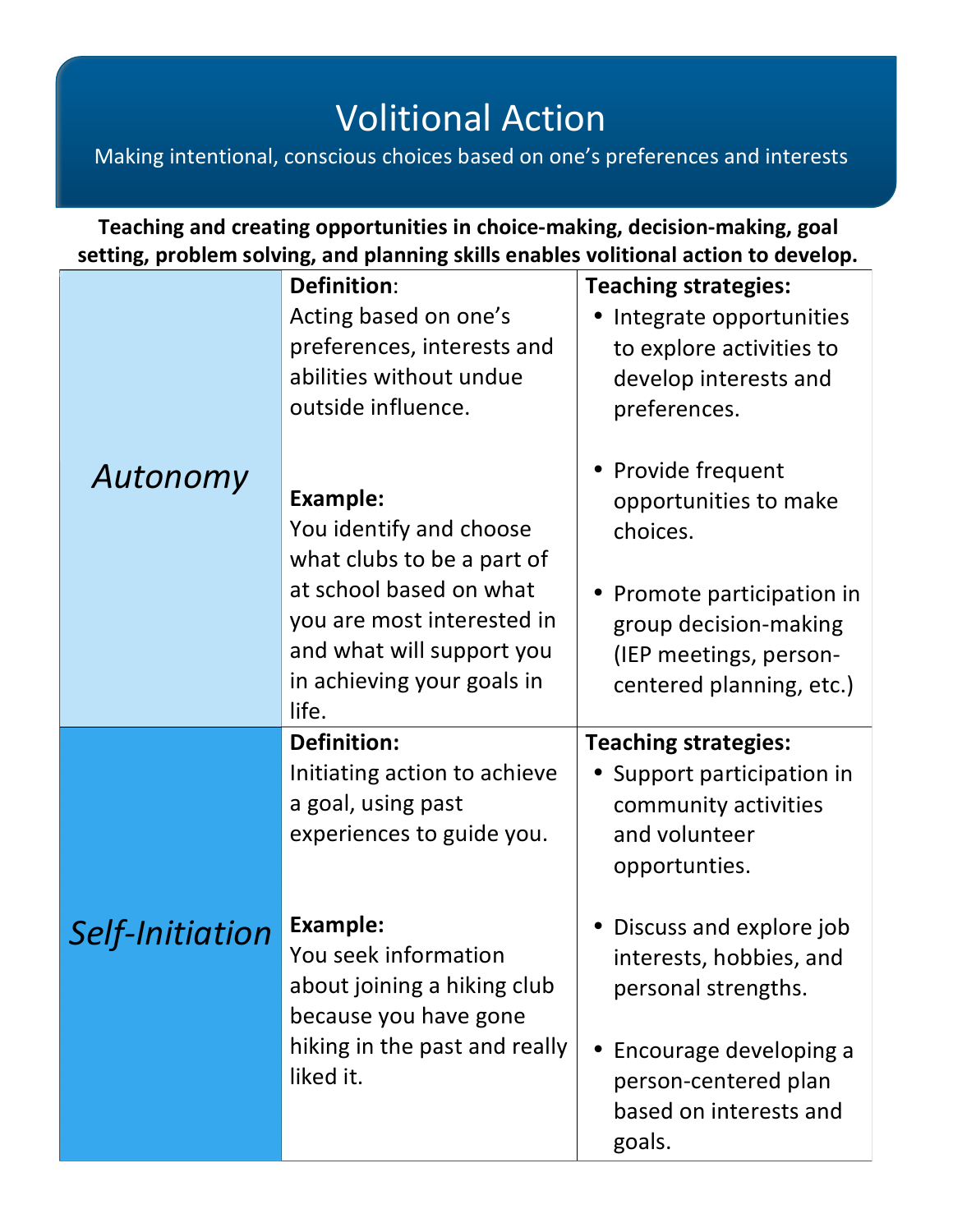# Volitional Action

Making intentional, conscious choices based on one's preferences and interests

**Teaching and creating opportunities in choice-making, decision-making, goal setting, problem solving, and planning skills enables volitional action to develop.**

| | | |
|---|---|---|
| *Autonomy* | **Definition**: Acting based on one's preferences, interests and abilities without undue outside influence.<br><br>**Example:** You identify and choose what clubs to be a part of at school based on what you are most interested in and what will support you in achieving your goals in life. | **Teaching strategies:**<br>• Integrate opportunities to explore activities to develop interests and preferences.<br>• Provide frequent opportunities to make choices.<br>• Promote participation in group decision-making (IEP meetings, person-centered planning, etc.) |
| *Self-Initiation* | **Definition:** Initiating action to achieve a goal, using past experiences to guide you.<br><br>**Example:** You seek information about joining a hiking club because you have gone hiking in the past and really liked it. | **Teaching strategies:**<br>• Support participation in community activities and volunteer opportunities.<br>• Discuss and explore job interests, hobbies, and personal strengths.<br>• Encourage developing a person-centered plan based on interests and goals. |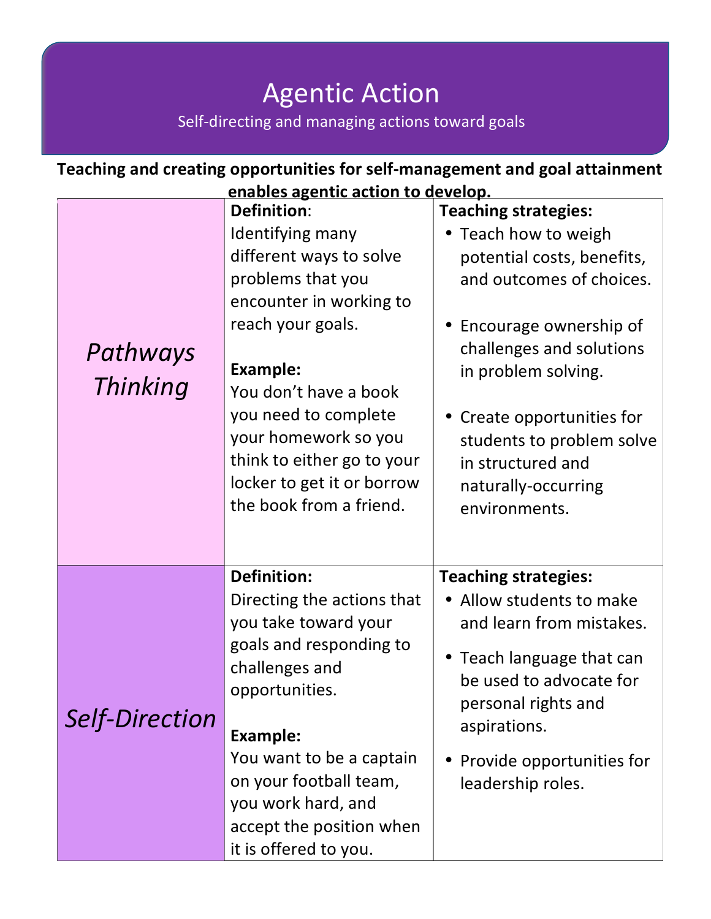# Agentic Action

Self-directing and managing actions toward goals

**Teaching and creating opportunities for self-management and goal attainment enables agentic action to develop.**

| | | |
|---|---|---|
| *Pathways Thinking* | **Definition**: Identifying many different ways to solve problems that you encounter in working to reach your goals.<br><br>**Example:** You don't have a book you need to complete your homework so you think to either go to your locker to get it or borrow the book from a friend. | **Teaching strategies:**<br>• Teach how to weigh potential costs, benefits, and outcomes of choices.<br>• Encourage ownership of challenges and solutions in problem solving.<br>• Create opportunities for students to problem solve in structured and naturally-occurring environments. |
| *Self-Direction* | **Definition:** Directing the actions that you take toward your goals and responding to challenges and opportunities.<br><br>**Example:** You want to be a captain on your football team, you work hard, and accept the position when it is offered to you. | **Teaching strategies:**<br>• Allow students to make and learn from mistakes.<br>• Teach language that can be used to advocate for personal rights and aspirations.<br>• Provide opportunities for leadership roles. |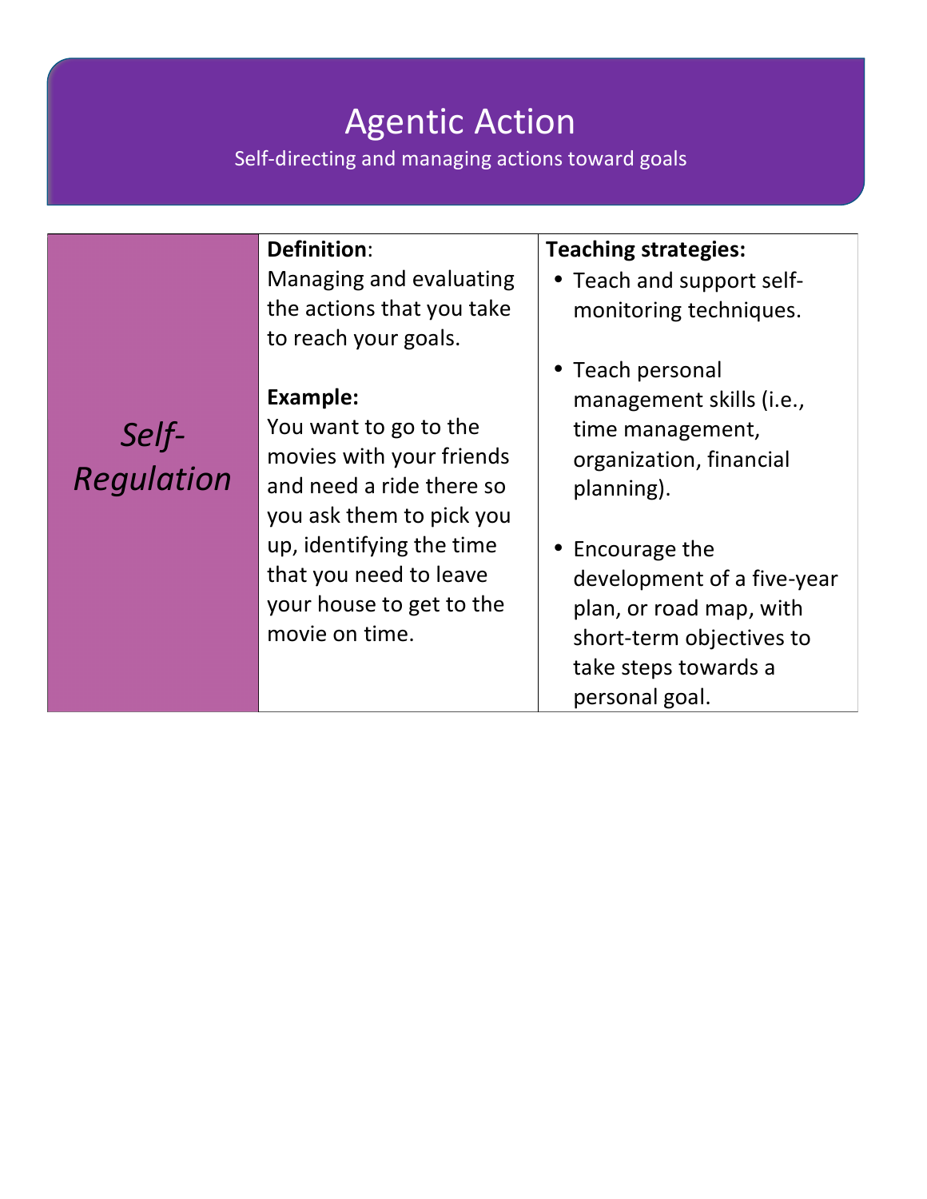# Agentic Action

Self-directing and managing actions toward goals

| | | |
|---|---|---|
| *Self-Regulation* | **Definition**:<br>Managing and evaluating the actions that you take to reach your goals.<br><br>**Example:**<br>You want to go to the movies with your friends and need a ride there so you ask them to pick you up, identifying the time that you need to leave your house to get to the movie on time. | **Teaching strategies:**<br>• Teach and support self-monitoring techniques.<br><br>• Teach personal management skills (i.e., time management, organization, financial planning).<br><br>• Encourage the development of a five-year plan, or road map, with short-term objectives to take steps towards a personal goal. |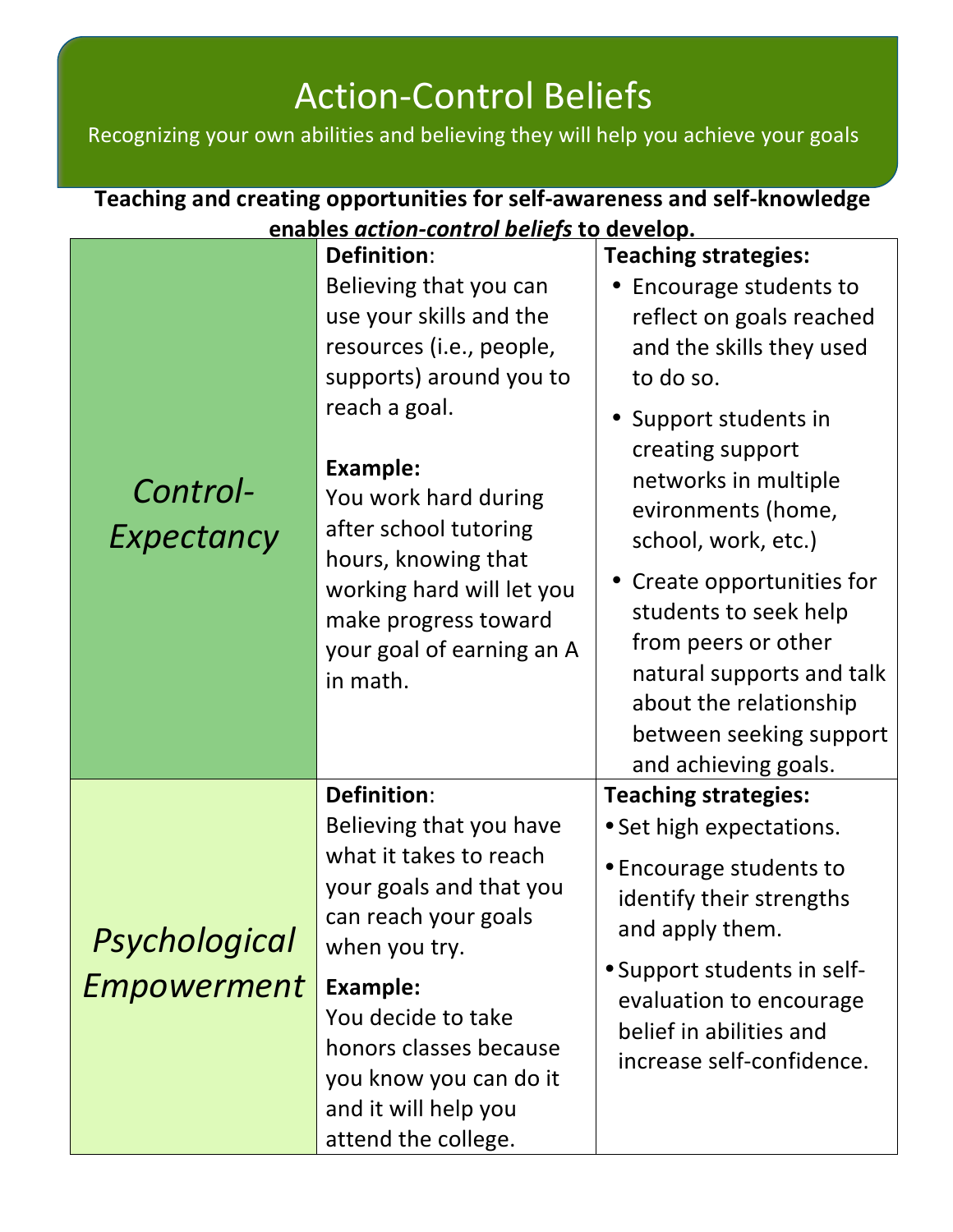# Action-Control Beliefs

Recognizing your own abilities and believing they will help you achieve your goals

**Teaching and creating opportunities for self-awareness and self-knowledge enables *action-control beliefs* to develop.**

| | | |
|---|---|---|
| *Control-Expectancy* | **Definition**: Believing that you can use your skills and the resources (i.e., people, supports) around you to reach a goal.<br><br>**Example:** You work hard during after school tutoring hours, knowing that working hard will let you make progress toward your goal of earning an A in math. | **Teaching strategies:**<br>• Encourage students to reflect on goals reached and the skills they used to do so.<br>• Support students in creating support networks in multiple evironments (home, school, work, etc.)<br>• Create opportunities for students to seek help from peers or other natural supports and talk about the relationship between seeking support and achieving goals. |
| *Psychological Empowerment* | **Definition**: Believing that you have what it takes to reach your goals and that you can reach your goals when you try.<br><br>**Example:** You decide to take honors classes because you know you can do it and it will help you attend the college. | **Teaching strategies:**<br>• Set high expectations.<br>• Encourage students to identify their strengths and apply them.<br>• Support students in self-evaluation to encourage belief in abilities and increase self-confidence. |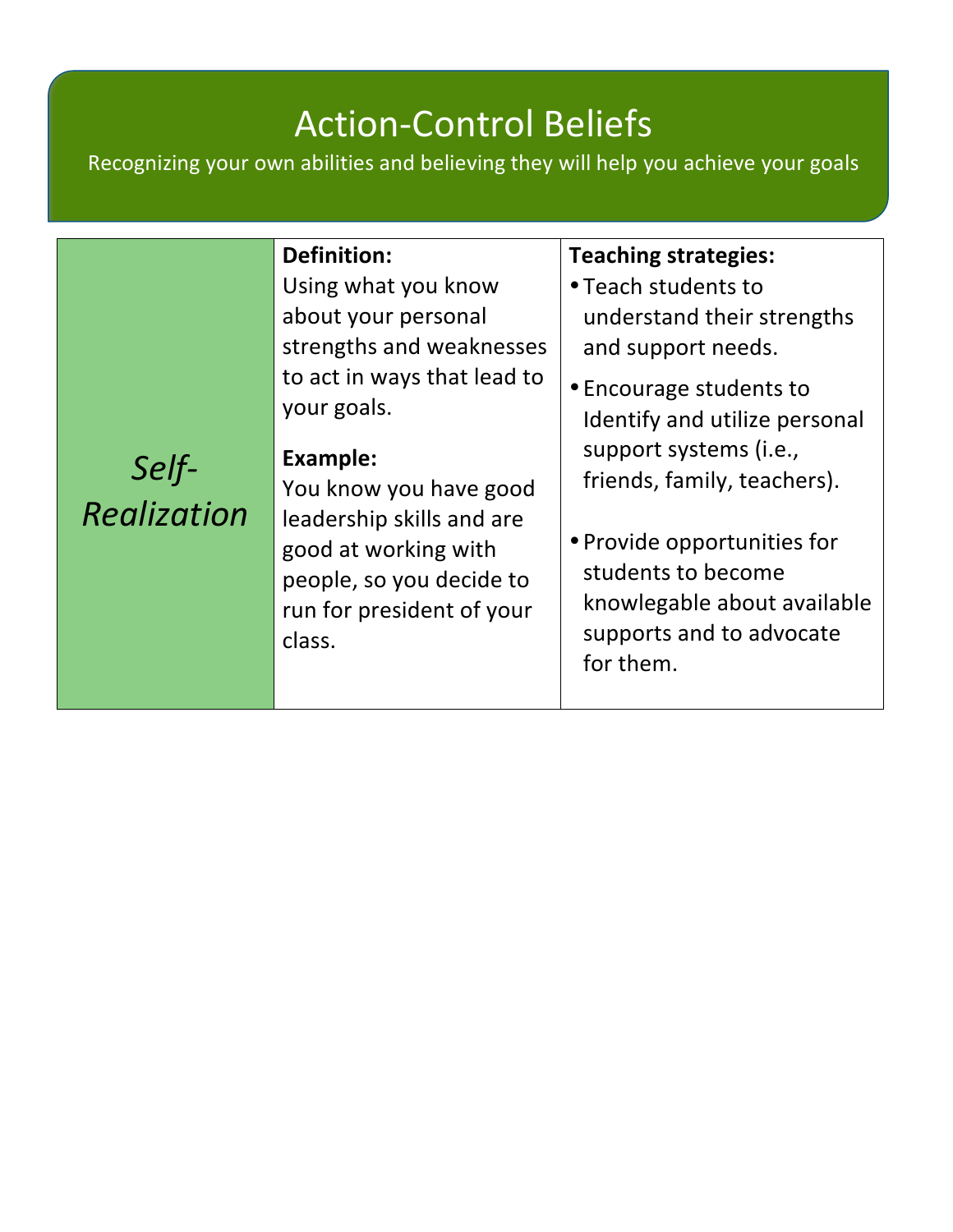# Action-Control Beliefs

Recognizing your own abilities and believing they will help you achieve your goals

| | | |
|---|---|---|
| *Self-Realization* | **Definition:**<br>Using what you know about your personal strengths and weaknesses to act in ways that lead to your goals.<br><br>**Example:**<br>You know you have good leadership skills and are good at working with people, so you decide to run for president of your class. | **Teaching strategies:**<br>• Teach students to understand their strengths and support needs.<br>• Encourage students to Identify and utilize personal support systems (i.e., friends, family, teachers).<br>• Provide opportunities for students to become knowlegable about available supports and to advocate for them. |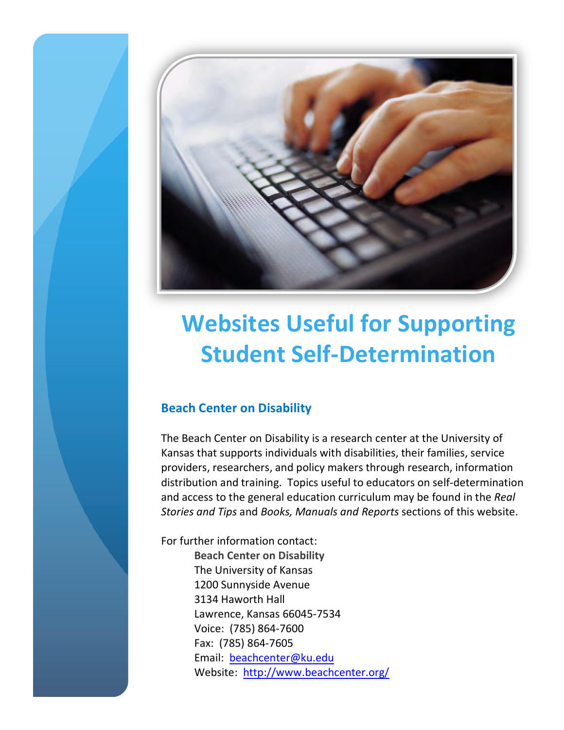# Websites Useful for Supporting Student Self-Determination

## Beach Center on Disability

The Beach Center on Disability is a research center at the University of Kansas that supports individuals with disabilities, their families, service providers, researchers, and policy makers through research, information distribution and training. Topics useful to educators on self-determination and access to the general education curriculum may be found in the *Real Stories and Tips* and *Books, Manuals and Reports* sections of this website.

For further information contact:

**Beach Center on Disability**
The University of Kansas
1200 Sunnyside Avenue
3134 Haworth Hall
Lawrence, Kansas 66045-7534
Voice: (785) 864-7600
Fax: (785) 864-7605
Email: beachcenter@ku.edu
Website: http://www.beachcenter.org/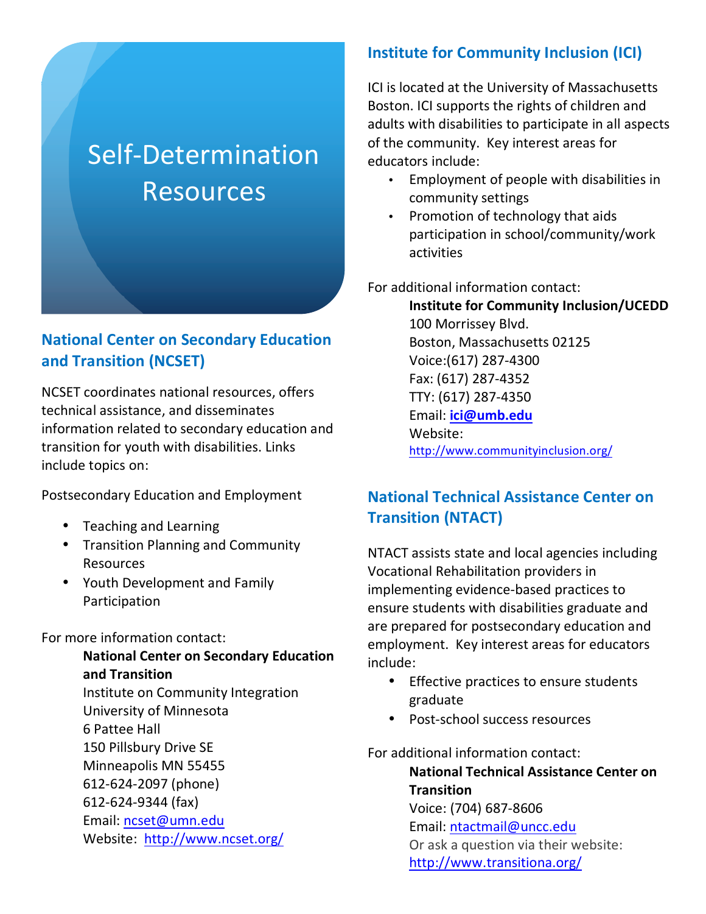# Self-Determination Resources

## National Center on Secondary Education and Transition (NCSET)

NCSET coordinates national resources, offers technical assistance, and disseminates information related to secondary education and transition for youth with disabilities. Links include topics on:

Postsecondary Education and Employment

- Teaching and Learning
- Transition Planning and Community Resources
- Youth Development and Family Participation

For more information contact:

**National Center on Secondary Education and Transition**
Institute on Community Integration
University of Minnesota
6 Pattee Hall
150 Pillsbury Drive SE
Minneapolis MN 55455
612-624-2097 (phone)
612-624-9344 (fax)
Email: ncset@umn.edu
Website: http://www.ncset.org/

## Institute for Community Inclusion (ICI)

ICI is located at the University of Massachusetts Boston. ICI supports the rights of children and adults with disabilities to participate in all aspects of the community. Key interest areas for educators include:

- Employment of people with disabilities in community settings
- Promotion of technology that aids participation in school/community/work activities

For additional information contact:

**Institute for Community Inclusion/UCEDD**
100 Morrissey Blvd.
Boston, Massachusetts 02125
Voice:(617) 287-4300
Fax: (617) 287-4352
TTY: (617) 287-4350
Email: **ici@umb.edu**
Website:
http://www.communityinclusion.org/

## National Technical Assistance Center on Transition (NTACT)

NTACT assists state and local agencies including Vocational Rehabilitation providers in implementing evidence-based practices to ensure students with disabilities graduate and are prepared for postsecondary education and employment. Key interest areas for educators include:

- Effective practices to ensure students graduate
- Post-school success resources

For additional information contact:

**National Technical Assistance Center on Transition**
Voice: (704) 687-8606
Email: ntactmail@uncc.edu
Or ask a question via their website:
http://www.transitiona.org/